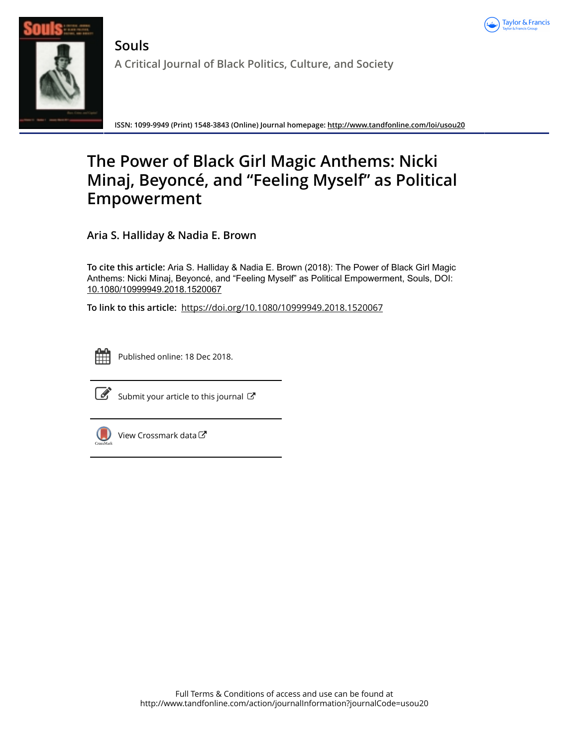Souls

A Critical Journal of Black Politics, Culture, and Society

ISSN: 1099-9949 (Print) 1548-3843 (Online) Journal homepage: http://www.tandfonline.com/loi/usou20

# The Power of Black Girl Magic Anthems: Nicki Minaj, Beyoncé, and "Feeling Myself" as Political Empowerment

Aria S. Halliday & Nadia E. Brown

**To cite this article:** Aria S. Halliday & Nadia E. Brown (2018): The Power of Black Girl Magic Anthems: Nicki Minaj, Beyoncé, and "Feeling Myself" as Political Empowerment, Souls, DOI: 10.1080/10999949.2018.1520067

**To link to this article:** https://doi.org/10.1080/10999949.2018.1520067

Published online: 18 Dec 2018.

Submit your article to this journal

View Crossmark data

Full Terms & Conditions of access and use can be found at
http://www.tandfonline.com/action/journalInformation?journalCode=usou20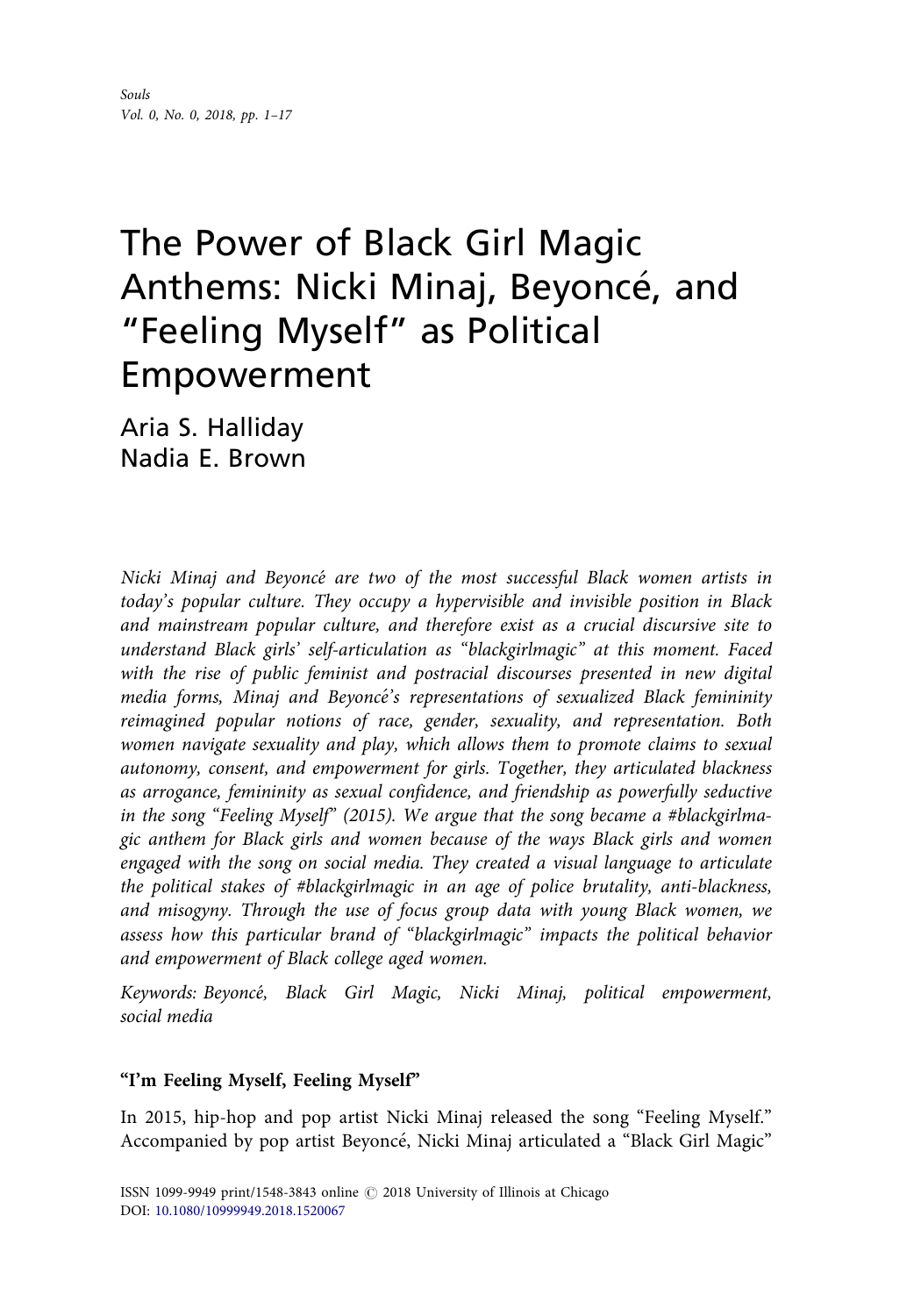# The Power of Black Girl Magic Anthems: Nicki Minaj, Beyoncé, and "Feeling Myself" as Political Empowerment

Aria S. Halliday
Nadia E. Brown

*Nicki Minaj and Beyoncé are two of the most successful Black women artists in today's popular culture. They occupy a hypervisible and invisible position in Black and mainstream popular culture, and therefore exist as a crucial discursive site to understand Black girls' self-articulation as "blackgirlmagic" at this moment. Faced with the rise of public feminist and postracial discourses presented in new digital media forms, Minaj and Beyoncé's representations of sexualized Black femininity reimagined popular notions of race, gender, sexuality, and representation. Both women navigate sexuality and play, which allows them to promote claims to sexual autonomy, consent, and empowerment for girls. Together, they articulated blackness as arrogance, femininity as sexual confidence, and friendship as powerfully seductive in the song "Feeling Myself" (2015). We argue that the song became a #blackgirlmagic anthem for Black girls and women because of the ways Black girls and women engaged with the song on social media. They created a visual language to articulate the political stakes of #blackgirlmagic in an age of police brutality, anti-blackness, and misogyny. Through the use of focus group data with young Black women, we assess how this particular brand of "blackgirlmagic" impacts the political behavior and empowerment of Black college aged women.*

*Keywords: Beyoncé, Black Girl Magic, Nicki Minaj, political empowerment, social media*

## "I'm Feeling Myself, Feeling Myself"

In 2015, hip-hop and pop artist Nicki Minaj released the song "Feeling Myself." Accompanied by pop artist Beyoncé, Nicki Minaj articulated a "Black Girl Magic"

ISSN 1099-9949 print/1548-3843 online © 2018 University of Illinois at Chicago
DOI: 10.1080/10999949.2018.1520067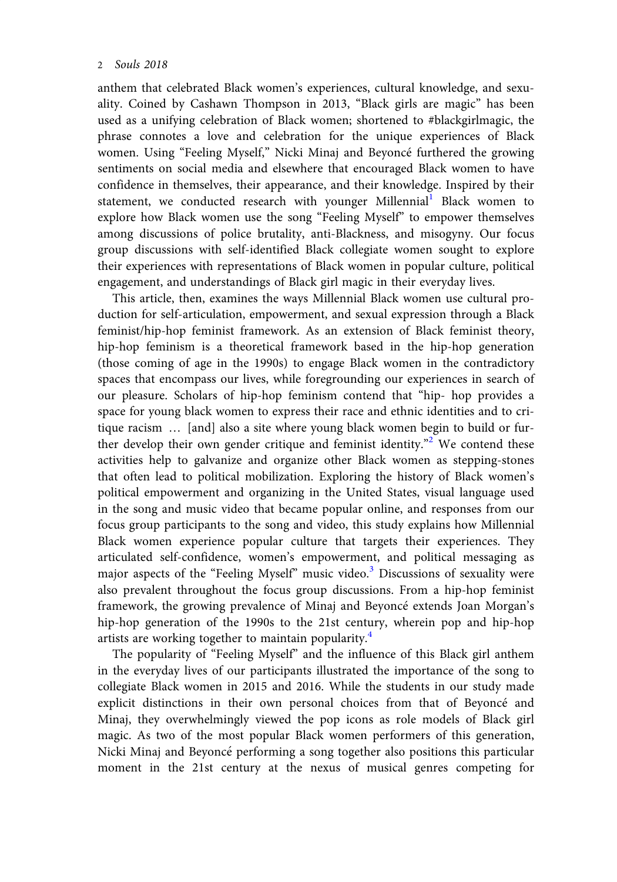anthem that celebrated Black women's experiences, cultural knowledge, and sexuality. Coined by Cashawn Thompson in 2013, "Black girls are magic" has been used as a unifying celebration of Black women; shortened to #blackgirlmagic, the phrase connotes a love and celebration for the unique experiences of Black women. Using "Feeling Myself," Nicki Minaj and Beyoncé furthered the growing sentiments on social media and elsewhere that encouraged Black women to have confidence in themselves, their appearance, and their knowledge. Inspired by their statement, we conducted research with younger Millennial[1] Black women to explore how Black women use the song "Feeling Myself" to empower themselves among discussions of police brutality, anti-Blackness, and misogyny. Our focus group discussions with self-identified Black collegiate women sought to explore their experiences with representations of Black women in popular culture, political engagement, and understandings of Black girl magic in their everyday lives.

This article, then, examines the ways Millennial Black women use cultural production for self-articulation, empowerment, and sexual expression through a Black feminist/hip-hop feminist framework. As an extension of Black feminist theory, hip-hop feminism is a theoretical framework based in the hip-hop generation (those coming of age in the 1990s) to engage Black women in the contradictory spaces that encompass our lives, while foregrounding our experiences in search of our pleasure. Scholars of hip-hop feminism contend that "hip- hop provides a space for young black women to express their race and ethnic identities and to critique racism … [and] also a site where young black women begin to build or further develop their own gender critique and feminist identity."[2] We contend these activities help to galvanize and organize other Black women as stepping-stones that often lead to political mobilization. Exploring the history of Black women's political empowerment and organizing in the United States, visual language used in the song and music video that became popular online, and responses from our focus group participants to the song and video, this study explains how Millennial Black women experience popular culture that targets their experiences. They articulated self-confidence, women's empowerment, and political messaging as major aspects of the "Feeling Myself" music video.[3] Discussions of sexuality were also prevalent throughout the focus group discussions. From a hip-hop feminist framework, the growing prevalence of Minaj and Beyoncé extends Joan Morgan's hip-hop generation of the 1990s to the 21st century, wherein pop and hip-hop artists are working together to maintain popularity.[4]

The popularity of "Feeling Myself" and the influence of this Black girl anthem in the everyday lives of our participants illustrated the importance of the song to collegiate Black women in 2015 and 2016. While the students in our study made explicit distinctions in their own personal choices from that of Beyoncé and Minaj, they overwhelmingly viewed the pop icons as role models of Black girl magic. As two of the most popular Black women performers of this generation, Nicki Minaj and Beyoncé performing a song together also positions this particular moment in the 21st century at the nexus of musical genres competing for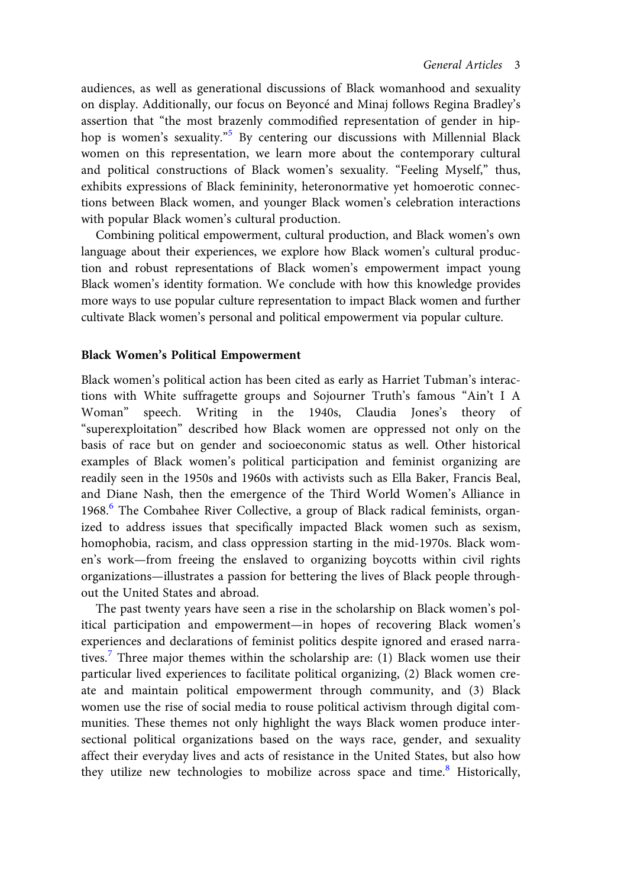audiences, as well as generational discussions of Black womanhood and sexuality on display. Additionally, our focus on Beyoncé and Minaj follows Regina Bradley's assertion that "the most brazenly commodified representation of gender in hip-hop is women's sexuality."[5] By centering our discussions with Millennial Black women on this representation, we learn more about the contemporary cultural and political constructions of Black women's sexuality. "Feeling Myself," thus, exhibits expressions of Black femininity, heteronormative yet homoerotic connections between Black women, and younger Black women's celebration interactions with popular Black women's cultural production.

Combining political empowerment, cultural production, and Black women's own language about their experiences, we explore how Black women's cultural production and robust representations of Black women's empowerment impact young Black women's identity formation. We conclude with how this knowledge provides more ways to use popular culture representation to impact Black women and further cultivate Black women's personal and political empowerment via popular culture.

## Black Women's Political Empowerment

Black women's political action has been cited as early as Harriet Tubman's interactions with White suffragette groups and Sojourner Truth's famous "Ain't I A Woman" speech. Writing in the 1940s, Claudia Jones's theory of "superexploitation" described how Black women are oppressed not only on the basis of race but on gender and socioeconomic status as well. Other historical examples of Black women's political participation and feminist organizing are readily seen in the 1950s and 1960s with activists such as Ella Baker, Francis Beal, and Diane Nash, then the emergence of the Third World Women's Alliance in 1968.[6] The Combahee River Collective, a group of Black radical feminists, organized to address issues that specifically impacted Black women such as sexism, homophobia, racism, and class oppression starting in the mid-1970s. Black women's work—from freeing the enslaved to organizing boycotts within civil rights organizations—illustrates a passion for bettering the lives of Black people throughout the United States and abroad.

The past twenty years have seen a rise in the scholarship on Black women's political participation and empowerment—in hopes of recovering Black women's experiences and declarations of feminist politics despite ignored and erased narratives.[7] Three major themes within the scholarship are: (1) Black women use their particular lived experiences to facilitate political organizing, (2) Black women create and maintain political empowerment through community, and (3) Black women use the rise of social media to rouse political activism through digital communities. These themes not only highlight the ways Black women produce intersectional political organizations based on the ways race, gender, and sexuality affect their everyday lives and acts of resistance in the United States, but also how they utilize new technologies to mobilize across space and time.[8] Historically,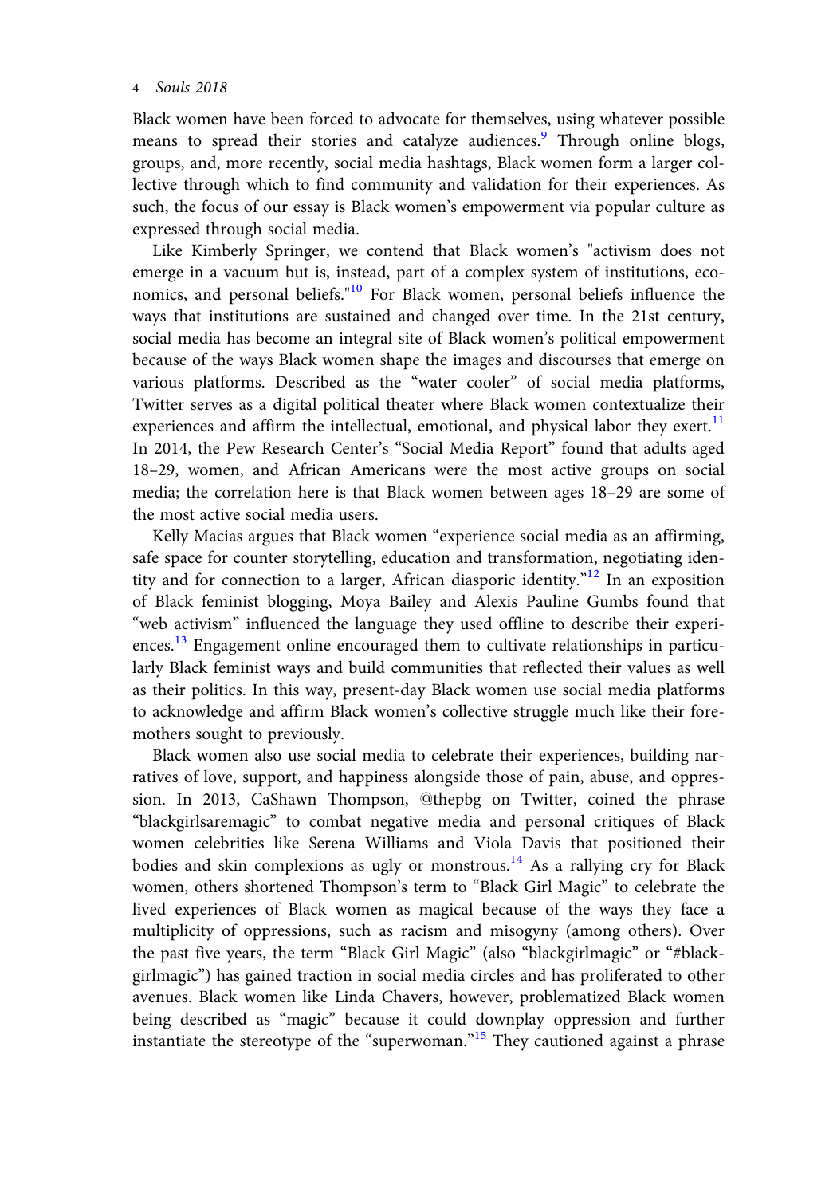Black women have been forced to advocate for themselves, using whatever possible means to spread their stories and catalyze audiences.[9] Through online blogs, groups, and, more recently, social media hashtags, Black women form a larger collective through which to find community and validation for their experiences. As such, the focus of our essay is Black women's empowerment via popular culture as expressed through social media.

Like Kimberly Springer, we contend that Black women's "activism does not emerge in a vacuum but is, instead, part of a complex system of institutions, economics, and personal beliefs."[10] For Black women, personal beliefs influence the ways that institutions are sustained and changed over time. In the 21st century, social media has become an integral site of Black women's political empowerment because of the ways Black women shape the images and discourses that emerge on various platforms. Described as the "water cooler" of social media platforms, Twitter serves as a digital political theater where Black women contextualize their experiences and affirm the intellectual, emotional, and physical labor they exert.[11] In 2014, the Pew Research Center's "Social Media Report" found that adults aged 18–29, women, and African Americans were the most active groups on social media; the correlation here is that Black women between ages 18–29 are some of the most active social media users.

Kelly Macias argues that Black women "experience social media as an affirming, safe space for counter storytelling, education and transformation, negotiating identity and for connection to a larger, African diasporic identity."[12] In an exposition of Black feminist blogging, Moya Bailey and Alexis Pauline Gumbs found that "web activism" influenced the language they used offline to describe their experiences.[13] Engagement online encouraged them to cultivate relationships in particularly Black feminist ways and build communities that reflected their values as well as their politics. In this way, present-day Black women use social media platforms to acknowledge and affirm Black women's collective struggle much like their foremothers sought to previously.

Black women also use social media to celebrate their experiences, building narratives of love, support, and happiness alongside those of pain, abuse, and oppression. In 2013, CaShawn Thompson, @thepbg on Twitter, coined the phrase "blackgirlsaremagic" to combat negative media and personal critiques of Black women celebrities like Serena Williams and Viola Davis that positioned their bodies and skin complexions as ugly or monstrous.[14] As a rallying cry for Black women, others shortened Thompson's term to "Black Girl Magic" to celebrate the lived experiences of Black women as magical because of the ways they face a multiplicity of oppressions, such as racism and misogyny (among others). Over the past five years, the term "Black Girl Magic" (also "blackgirlmagic" or "#blackgirlmagic") has gained traction in social media circles and has proliferated to other avenues. Black women like Linda Chavers, however, problematized Black women being described as "magic" because it could downplay oppression and further instantiate the stereotype of the "superwoman."[15] They cautioned against a phrase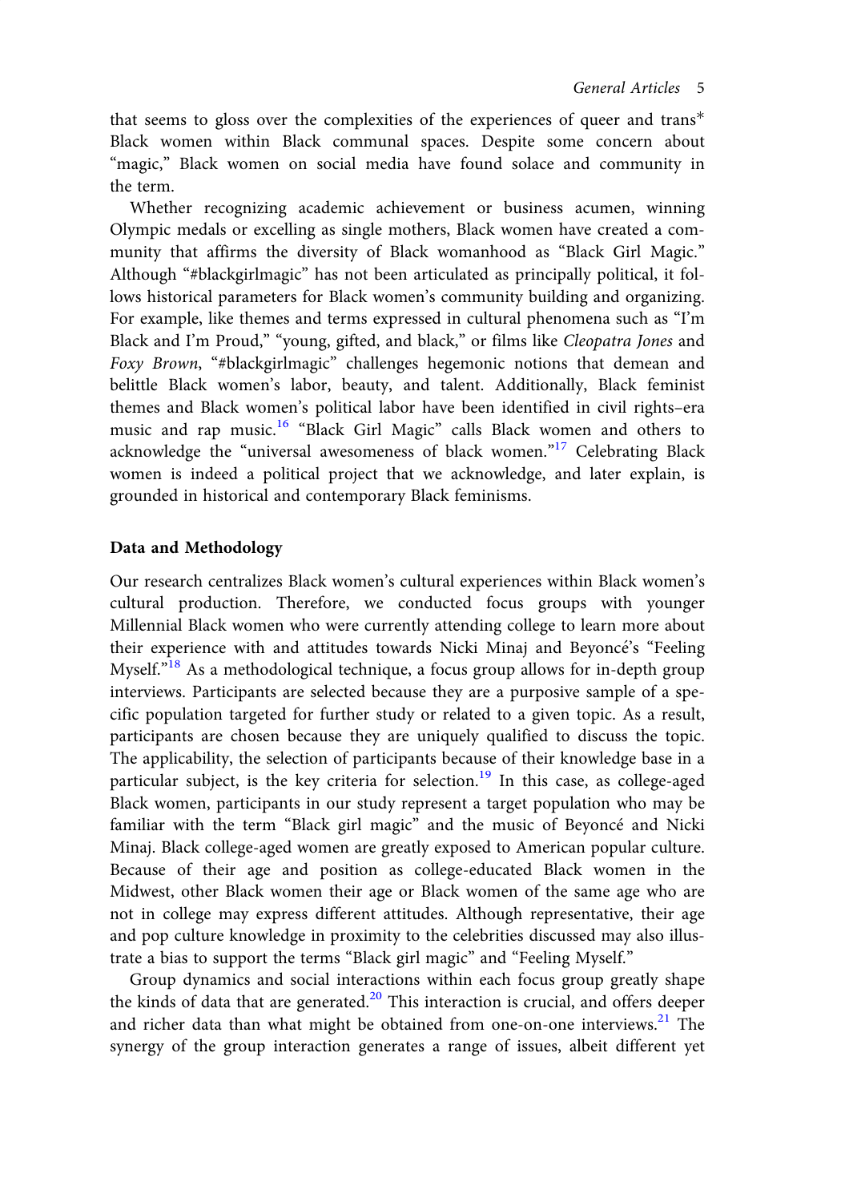that seems to gloss over the complexities of the experiences of queer and trans* Black women within Black communal spaces. Despite some concern about "magic," Black women on social media have found solace and community in the term.

Whether recognizing academic achievement or business acumen, winning Olympic medals or excelling as single mothers, Black women have created a community that affirms the diversity of Black womanhood as "Black Girl Magic." Although "#blackgirlmagic" has not been articulated as principally political, it follows historical parameters for Black women's community building and organizing. For example, like themes and terms expressed in cultural phenomena such as "I'm Black and I'm Proud," "young, gifted, and black," or films like *Cleopatra Jones* and *Foxy Brown*, "#blackgirlmagic" challenges hegemonic notions that demean and belittle Black women's labor, beauty, and talent. Additionally, Black feminist themes and Black women's political labor have been identified in civil rights–era music and rap music.[16] "Black Girl Magic" calls Black women and others to acknowledge the "universal awesomeness of black women."[17] Celebrating Black women is indeed a political project that we acknowledge, and later explain, is grounded in historical and contemporary Black feminisms.

## Data and Methodology

Our research centralizes Black women's cultural experiences within Black women's cultural production. Therefore, we conducted focus groups with younger Millennial Black women who were currently attending college to learn more about their experience with and attitudes towards Nicki Minaj and Beyoncé's "Feeling Myself."[18] As a methodological technique, a focus group allows for in-depth group interviews. Participants are selected because they are a purposive sample of a specific population targeted for further study or related to a given topic. As a result, participants are chosen because they are uniquely qualified to discuss the topic. The applicability, the selection of participants because of their knowledge base in a particular subject, is the key criteria for selection.[19] In this case, as college-aged Black women, participants in our study represent a target population who may be familiar with the term "Black girl magic" and the music of Beyoncé and Nicki Minaj. Black college-aged women are greatly exposed to American popular culture. Because of their age and position as college-educated Black women in the Midwest, other Black women their age or Black women of the same age who are not in college may express different attitudes. Although representative, their age and pop culture knowledge in proximity to the celebrities discussed may also illustrate a bias to support the terms "Black girl magic" and "Feeling Myself."

Group dynamics and social interactions within each focus group greatly shape the kinds of data that are generated.[20] This interaction is crucial, and offers deeper and richer data than what might be obtained from one-on-one interviews.[21] The synergy of the group interaction generates a range of issues, albeit different yet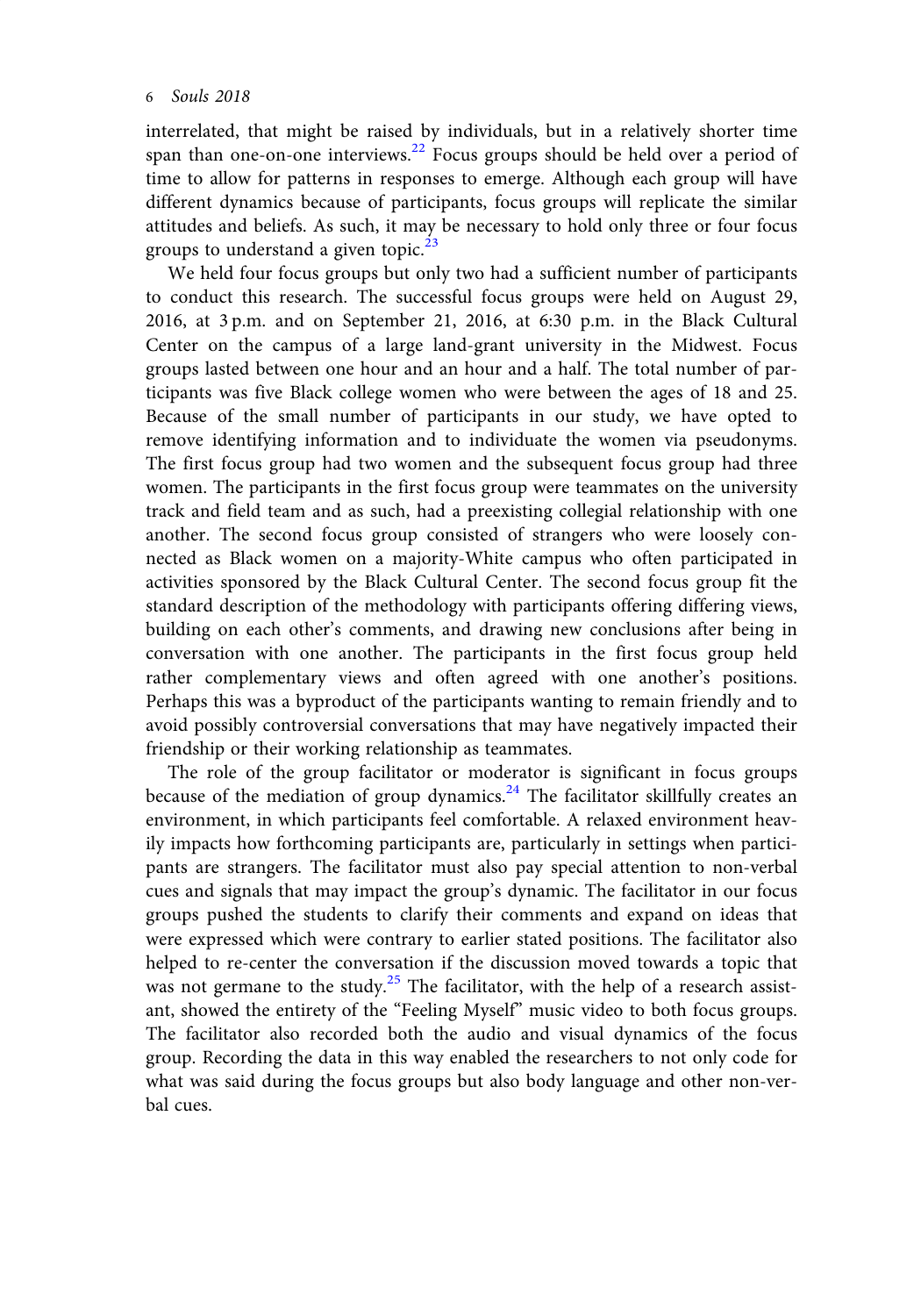interrelated, that might be raised by individuals, but in a relatively shorter time span than one-on-one interviews.[22] Focus groups should be held over a period of time to allow for patterns in responses to emerge. Although each group will have different dynamics because of participants, focus groups will replicate the similar attitudes and beliefs. As such, it may be necessary to hold only three or four focus groups to understand a given topic.[23]

We held four focus groups but only two had a sufficient number of participants to conduct this research. The successful focus groups were held on August 29, 2016, at 3 p.m. and on September 21, 2016, at 6:30 p.m. in the Black Cultural Center on the campus of a large land-grant university in the Midwest. Focus groups lasted between one hour and an hour and a half. The total number of participants was five Black college women who were between the ages of 18 and 25. Because of the small number of participants in our study, we have opted to remove identifying information and to individuate the women via pseudonyms. The first focus group had two women and the subsequent focus group had three women. The participants in the first focus group were teammates on the university track and field team and as such, had a preexisting collegial relationship with one another. The second focus group consisted of strangers who were loosely connected as Black women on a majority-White campus who often participated in activities sponsored by the Black Cultural Center. The second focus group fit the standard description of the methodology with participants offering differing views, building on each other's comments, and drawing new conclusions after being in conversation with one another. The participants in the first focus group held rather complementary views and often agreed with one another's positions. Perhaps this was a byproduct of the participants wanting to remain friendly and to avoid possibly controversial conversations that may have negatively impacted their friendship or their working relationship as teammates.

The role of the group facilitator or moderator is significant in focus groups because of the mediation of group dynamics.[24] The facilitator skillfully creates an environment, in which participants feel comfortable. A relaxed environment heavily impacts how forthcoming participants are, particularly in settings when participants are strangers. The facilitator must also pay special attention to non-verbal cues and signals that may impact the group's dynamic. The facilitator in our focus groups pushed the students to clarify their comments and expand on ideas that were expressed which were contrary to earlier stated positions. The facilitator also helped to re-center the conversation if the discussion moved towards a topic that was not germane to the study.[25] The facilitator, with the help of a research assistant, showed the entirety of the "Feeling Myself" music video to both focus groups. The facilitator also recorded both the audio and visual dynamics of the focus group. Recording the data in this way enabled the researchers to not only code for what was said during the focus groups but also body language and other non-verbal cues.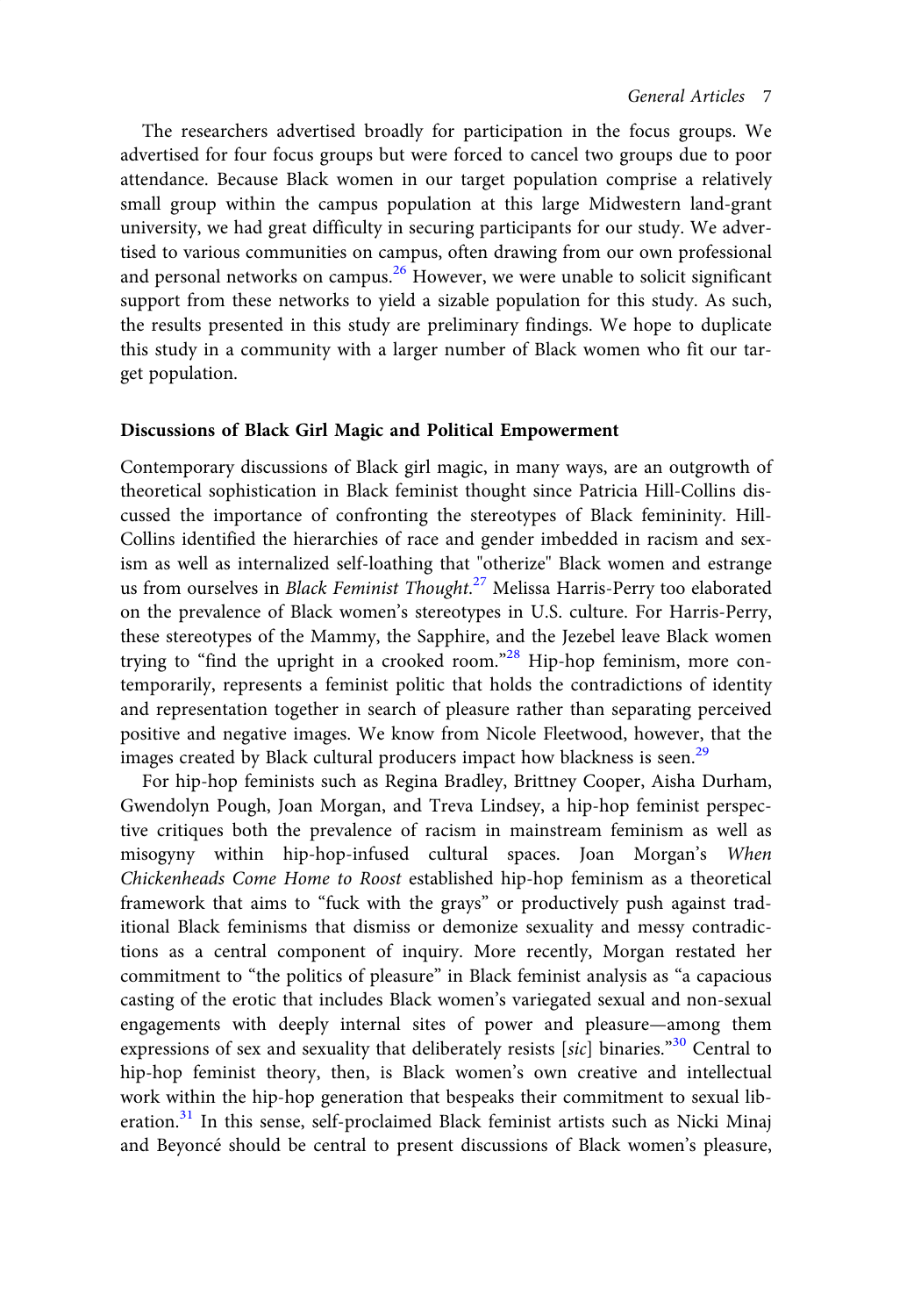The researchers advertised broadly for participation in the focus groups. We advertised for four focus groups but were forced to cancel two groups due to poor attendance. Because Black women in our target population comprise a relatively small group within the campus population at this large Midwestern land-grant university, we had great difficulty in securing participants for our study. We advertised to various communities on campus, often drawing from our own professional and personal networks on campus.[26] However, we were unable to solicit significant support from these networks to yield a sizable population for this study. As such, the results presented in this study are preliminary findings. We hope to duplicate this study in a community with a larger number of Black women who fit our target population.

### Discussions of Black Girl Magic and Political Empowerment

Contemporary discussions of Black girl magic, in many ways, are an outgrowth of theoretical sophistication in Black feminist thought since Patricia Hill-Collins discussed the importance of confronting the stereotypes of Black femininity. Hill-Collins identified the hierarchies of race and gender imbedded in racism and sexism as well as internalized self-loathing that "otherize" Black women and estrange us from ourselves in *Black Feminist Thought*.[27] Melissa Harris-Perry too elaborated on the prevalence of Black women's stereotypes in U.S. culture. For Harris-Perry, these stereotypes of the Mammy, the Sapphire, and the Jezebel leave Black women trying to "find the upright in a crooked room."[28] Hip-hop feminism, more contemporarily, represents a feminist politic that holds the contradictions of identity and representation together in search of pleasure rather than separating perceived positive and negative images. We know from Nicole Fleetwood, however, that the images created by Black cultural producers impact how blackness is seen.[29]

For hip-hop feminists such as Regina Bradley, Brittney Cooper, Aisha Durham, Gwendolyn Pough, Joan Morgan, and Treva Lindsey, a hip-hop feminist perspective critiques both the prevalence of racism in mainstream feminism as well as misogyny within hip-hop-infused cultural spaces. Joan Morgan's *When Chickenheads Come Home to Roost* established hip-hop feminism as a theoretical framework that aims to "fuck with the grays" or productively push against traditional Black feminisms that dismiss or demonize sexuality and messy contradictions as a central component of inquiry. More recently, Morgan restated her commitment to "the politics of pleasure" in Black feminist analysis as "a capacious casting of the erotic that includes Black women's variegated sexual and non-sexual engagements with deeply internal sites of power and pleasure—among them expressions of sex and sexuality that deliberately resists [*sic*] binaries."[30] Central to hip-hop feminist theory, then, is Black women's own creative and intellectual work within the hip-hop generation that bespeaks their commitment to sexual liberation.[31] In this sense, self-proclaimed Black feminist artists such as Nicki Minaj and Beyoncé should be central to present discussions of Black women's pleasure,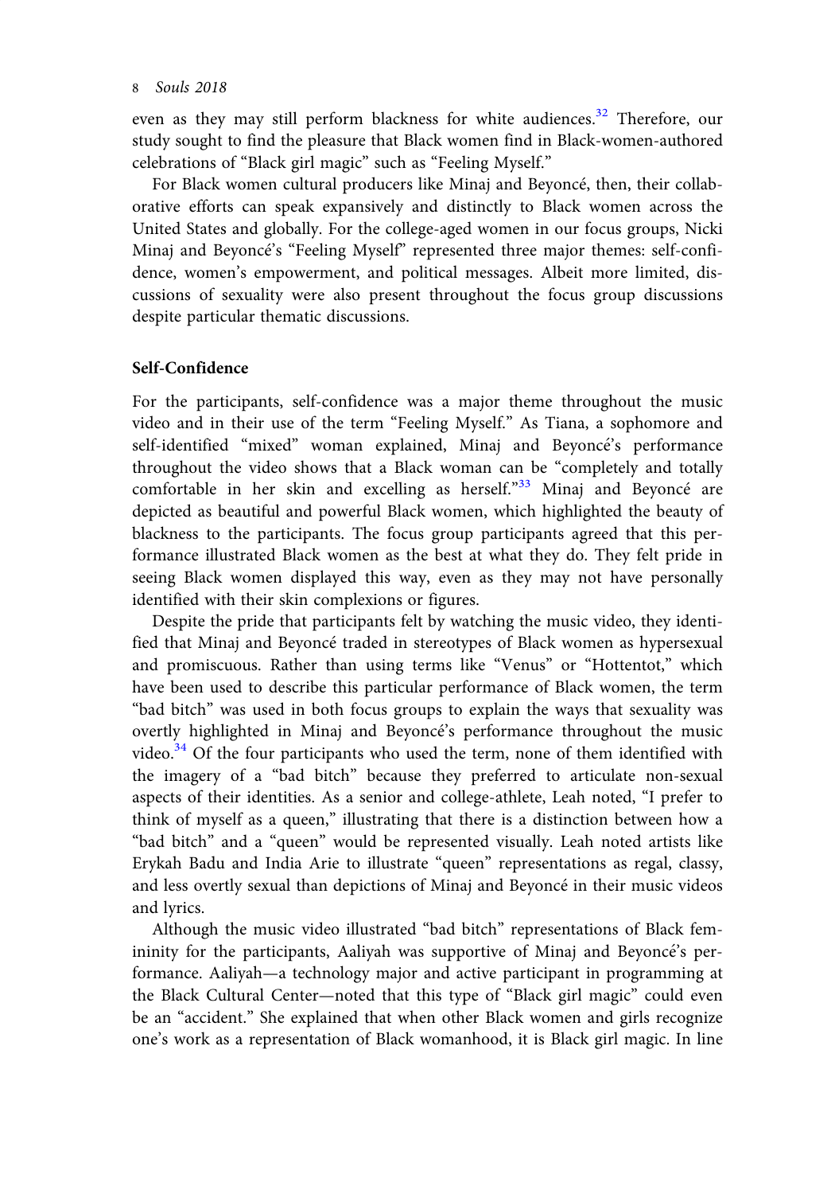even as they may still perform blackness for white audiences.[32] Therefore, our study sought to find the pleasure that Black women find in Black-women-authored celebrations of "Black girl magic" such as "Feeling Myself."

For Black women cultural producers like Minaj and Beyoncé, then, their collaborative efforts can speak expansively and distinctly to Black women across the United States and globally. For the college-aged women in our focus groups, Nicki Minaj and Beyoncé's "Feeling Myself" represented three major themes: self-confidence, women's empowerment, and political messages. Albeit more limited, discussions of sexuality were also present throughout the focus group discussions despite particular thematic discussions.

## Self-Confidence

For the participants, self-confidence was a major theme throughout the music video and in their use of the term "Feeling Myself." As Tiana, a sophomore and self-identified "mixed" woman explained, Minaj and Beyoncé's performance throughout the video shows that a Black woman can be "completely and totally comfortable in her skin and excelling as herself."[33] Minaj and Beyoncé are depicted as beautiful and powerful Black women, which highlighted the beauty of blackness to the participants. The focus group participants agreed that this performance illustrated Black women as the best at what they do. They felt pride in seeing Black women displayed this way, even as they may not have personally identified with their skin complexions or figures.

Despite the pride that participants felt by watching the music video, they identified that Minaj and Beyoncé traded in stereotypes of Black women as hypersexual and promiscuous. Rather than using terms like "Venus" or "Hottentot," which have been used to describe this particular performance of Black women, the term "bad bitch" was used in both focus groups to explain the ways that sexuality was overtly highlighted in Minaj and Beyoncé's performance throughout the music video.[34] Of the four participants who used the term, none of them identified with the imagery of a "bad bitch" because they preferred to articulate non-sexual aspects of their identities. As a senior and college-athlete, Leah noted, "I prefer to think of myself as a queen," illustrating that there is a distinction between how a "bad bitch" and a "queen" would be represented visually. Leah noted artists like Erykah Badu and India Arie to illustrate "queen" representations as regal, classy, and less overtly sexual than depictions of Minaj and Beyoncé in their music videos and lyrics.

Although the music video illustrated "bad bitch" representations of Black femininity for the participants, Aaliyah was supportive of Minaj and Beyoncé's performance. Aaliyah—a technology major and active participant in programming at the Black Cultural Center—noted that this type of "Black girl magic" could even be an "accident." She explained that when other Black women and girls recognize one's work as a representation of Black womanhood, it is Black girl magic. In line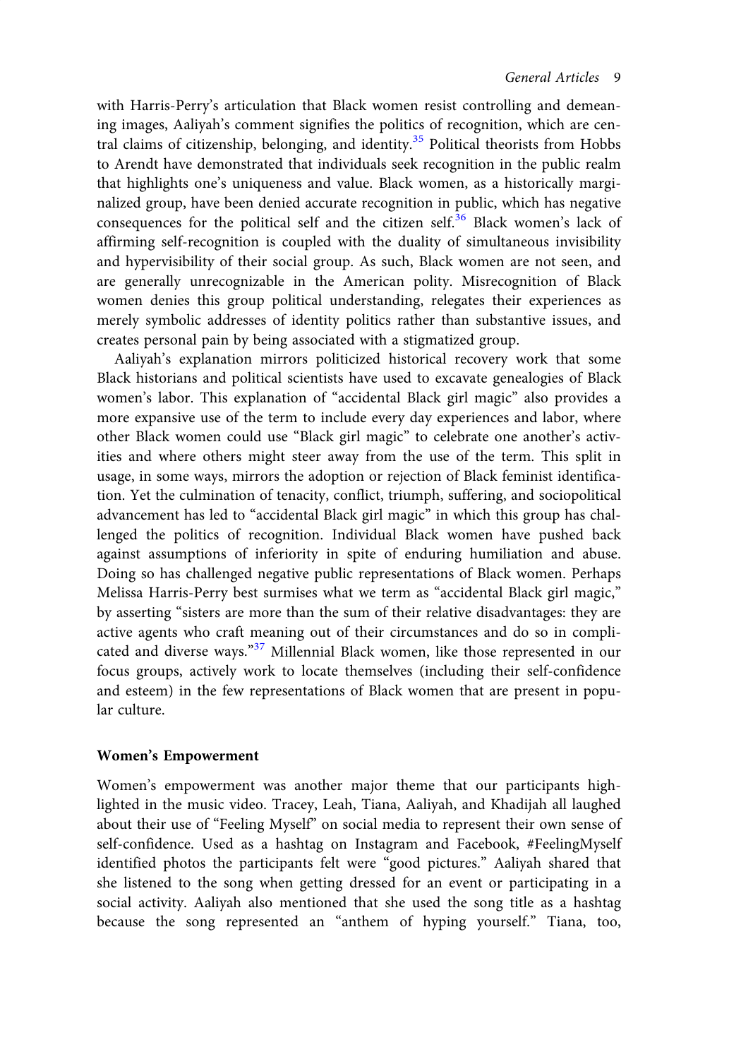with Harris-Perry's articulation that Black women resist controlling and demeaning images, Aaliyah's comment signifies the politics of recognition, which are central claims of citizenship, belonging, and identity.[35] Political theorists from Hobbs to Arendt have demonstrated that individuals seek recognition in the public realm that highlights one's uniqueness and value. Black women, as a historically marginalized group, have been denied accurate recognition in public, which has negative consequences for the political self and the citizen self.[36] Black women's lack of affirming self-recognition is coupled with the duality of simultaneous invisibility and hypervisibility of their social group. As such, Black women are not seen, and are generally unrecognizable in the American polity. Misrecognition of Black women denies this group political understanding, relegates their experiences as merely symbolic addresses of identity politics rather than substantive issues, and creates personal pain by being associated with a stigmatized group.

Aaliyah's explanation mirrors politicized historical recovery work that some Black historians and political scientists have used to excavate genealogies of Black women's labor. This explanation of "accidental Black girl magic" also provides a more expansive use of the term to include every day experiences and labor, where other Black women could use "Black girl magic" to celebrate one another's activities and where others might steer away from the use of the term. This split in usage, in some ways, mirrors the adoption or rejection of Black feminist identification. Yet the culmination of tenacity, conflict, triumph, suffering, and sociopolitical advancement has led to "accidental Black girl magic" in which this group has challenged the politics of recognition. Individual Black women have pushed back against assumptions of inferiority in spite of enduring humiliation and abuse. Doing so has challenged negative public representations of Black women. Perhaps Melissa Harris-Perry best surmises what we term as "accidental Black girl magic," by asserting "sisters are more than the sum of their relative disadvantages: they are active agents who craft meaning out of their circumstances and do so in complicated and diverse ways."[37] Millennial Black women, like those represented in our focus groups, actively work to locate themselves (including their self-confidence and esteem) in the few representations of Black women that are present in popular culture.

**Women's Empowerment**

Women's empowerment was another major theme that our participants highlighted in the music video. Tracey, Leah, Tiana, Aaliyah, and Khadijah all laughed about their use of "Feeling Myself" on social media to represent their own sense of self-confidence. Used as a hashtag on Instagram and Facebook, #FeelingMyself identified photos the participants felt were "good pictures." Aaliyah shared that she listened to the song when getting dressed for an event or participating in a social activity. Aaliyah also mentioned that she used the song title as a hashtag because the song represented an "anthem of hyping yourself." Tiana, too,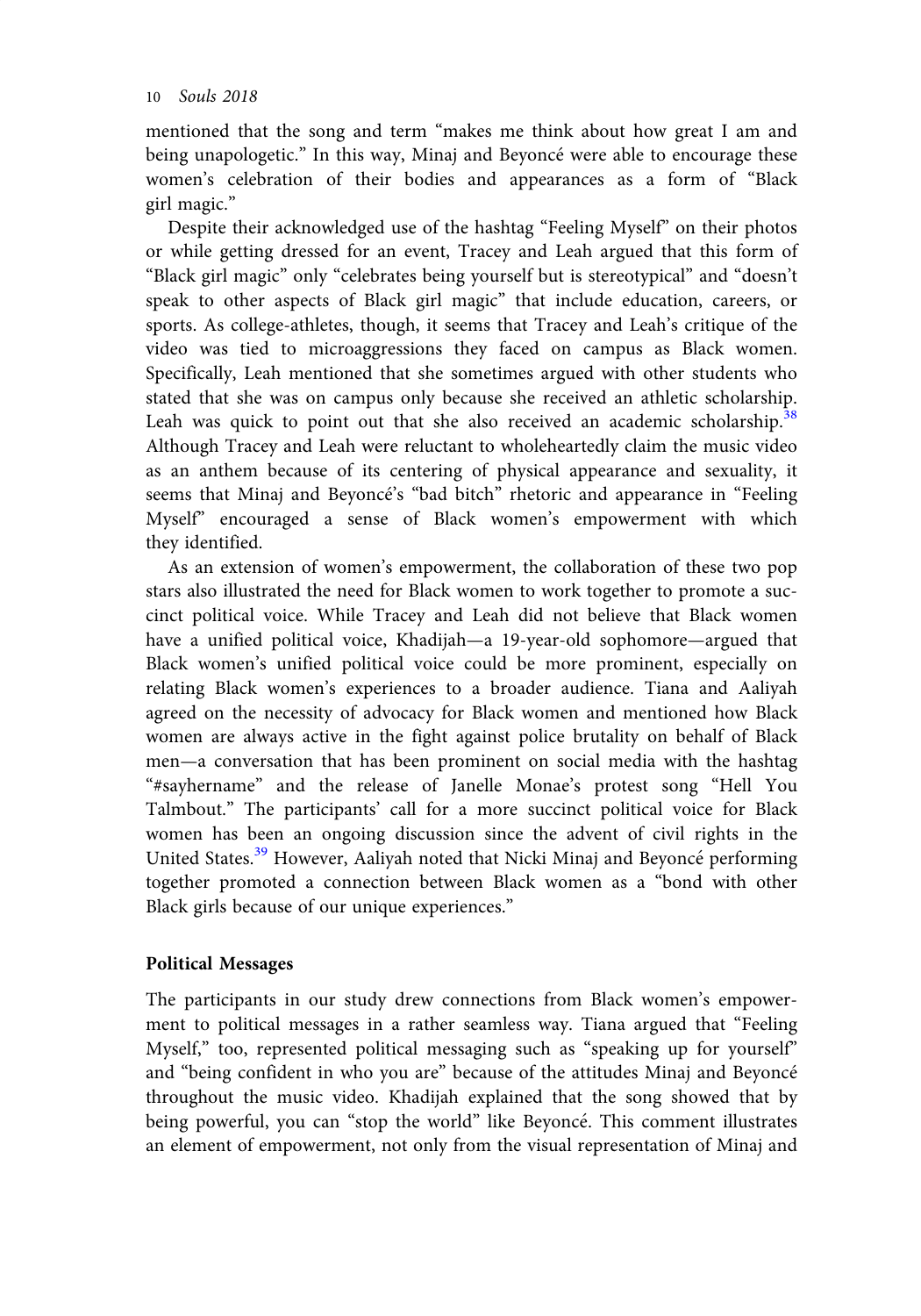mentioned that the song and term "makes me think about how great I am and being unapologetic." In this way, Minaj and Beyoncé were able to encourage these women's celebration of their bodies and appearances as a form of "Black girl magic."

Despite their acknowledged use of the hashtag "Feeling Myself" on their photos or while getting dressed for an event, Tracey and Leah argued that this form of "Black girl magic" only "celebrates being yourself but is stereotypical" and "doesn't speak to other aspects of Black girl magic" that include education, careers, or sports. As college-athletes, though, it seems that Tracey and Leah's critique of the video was tied to microaggressions they faced on campus as Black women. Specifically, Leah mentioned that she sometimes argued with other students who stated that she was on campus only because she received an athletic scholarship. Leah was quick to point out that she also received an academic scholarship.[38] Although Tracey and Leah were reluctant to wholeheartedly claim the music video as an anthem because of its centering of physical appearance and sexuality, it seems that Minaj and Beyoncé's "bad bitch" rhetoric and appearance in "Feeling Myself" encouraged a sense of Black women's empowerment with which they identified.

As an extension of women's empowerment, the collaboration of these two pop stars also illustrated the need for Black women to work together to promote a succinct political voice. While Tracey and Leah did not believe that Black women have a unified political voice, Khadijah—a 19-year-old sophomore—argued that Black women's unified political voice could be more prominent, especially on relating Black women's experiences to a broader audience. Tiana and Aaliyah agreed on the necessity of advocacy for Black women and mentioned how Black women are always active in the fight against police brutality on behalf of Black men—a conversation that has been prominent on social media with the hashtag "#sayhername" and the release of Janelle Monae's protest song "Hell You Talmbout." The participants' call for a more succinct political voice for Black women has been an ongoing discussion since the advent of civil rights in the United States.[39] However, Aaliyah noted that Nicki Minaj and Beyoncé performing together promoted a connection between Black women as a "bond with other Black girls because of our unique experiences."

### Political Messages

The participants in our study drew connections from Black women's empowerment to political messages in a rather seamless way. Tiana argued that "Feeling Myself," too, represented political messaging such as "speaking up for yourself" and "being confident in who you are" because of the attitudes Minaj and Beyoncé throughout the music video. Khadijah explained that the song showed that by being powerful, you can "stop the world" like Beyoncé. This comment illustrates an element of empowerment, not only from the visual representation of Minaj and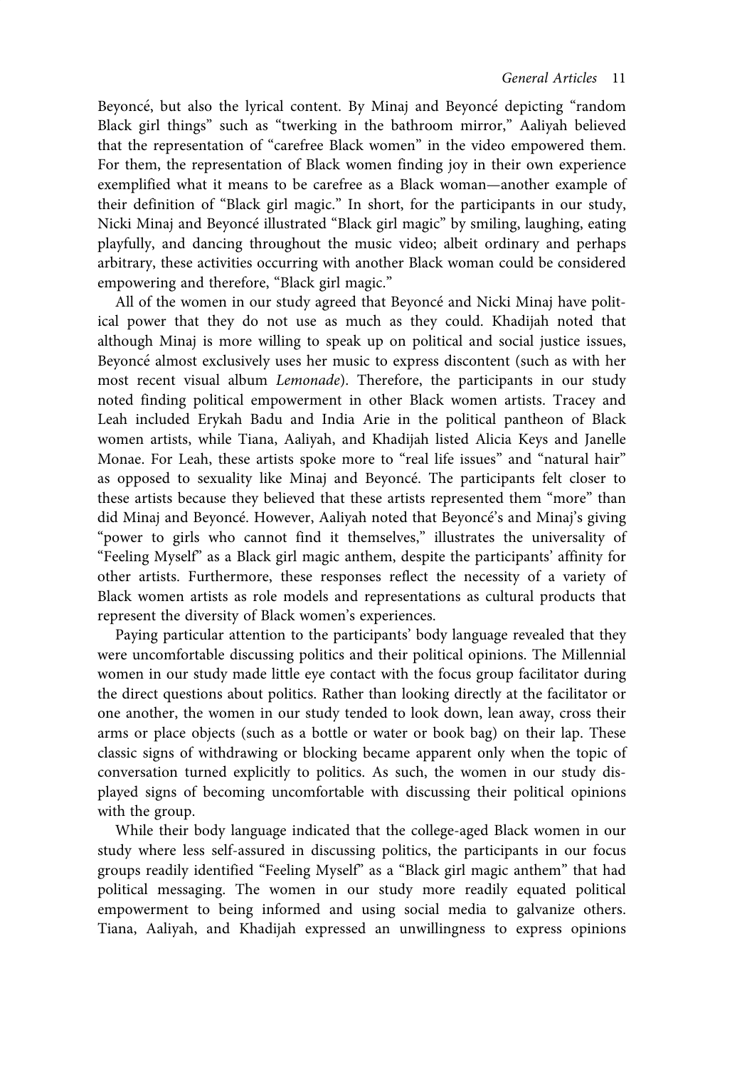Beyoncé, but also the lyrical content. By Minaj and Beyoncé depicting "random Black girl things" such as "twerking in the bathroom mirror," Aaliyah believed that the representation of "carefree Black women" in the video empowered them. For them, the representation of Black women finding joy in their own experience exemplified what it means to be carefree as a Black woman—another example of their definition of "Black girl magic." In short, for the participants in our study, Nicki Minaj and Beyoncé illustrated "Black girl magic" by smiling, laughing, eating playfully, and dancing throughout the music video; albeit ordinary and perhaps arbitrary, these activities occurring with another Black woman could be considered empowering and therefore, "Black girl magic."

All of the women in our study agreed that Beyoncé and Nicki Minaj have political power that they do not use as much as they could. Khadijah noted that although Minaj is more willing to speak up on political and social justice issues, Beyoncé almost exclusively uses her music to express discontent (such as with her most recent visual album *Lemonade*). Therefore, the participants in our study noted finding political empowerment in other Black women artists. Tracey and Leah included Erykah Badu and India Arie in the political pantheon of Black women artists, while Tiana, Aaliyah, and Khadijah listed Alicia Keys and Janelle Monae. For Leah, these artists spoke more to "real life issues" and "natural hair" as opposed to sexuality like Minaj and Beyoncé. The participants felt closer to these artists because they believed that these artists represented them "more" than did Minaj and Beyoncé. However, Aaliyah noted that Beyoncé's and Minaj's giving "power to girls who cannot find it themselves," illustrates the universality of "Feeling Myself" as a Black girl magic anthem, despite the participants' affinity for other artists. Furthermore, these responses reflect the necessity of a variety of Black women artists as role models and representations as cultural products that represent the diversity of Black women's experiences.

Paying particular attention to the participants' body language revealed that they were uncomfortable discussing politics and their political opinions. The Millennial women in our study made little eye contact with the focus group facilitator during the direct questions about politics. Rather than looking directly at the facilitator or one another, the women in our study tended to look down, lean away, cross their arms or place objects (such as a bottle or water or book bag) on their lap. These classic signs of withdrawing or blocking became apparent only when the topic of conversation turned explicitly to politics. As such, the women in our study displayed signs of becoming uncomfortable with discussing their political opinions with the group.

While their body language indicated that the college-aged Black women in our study where less self-assured in discussing politics, the participants in our focus groups readily identified "Feeling Myself" as a "Black girl magic anthem" that had political messaging. The women in our study more readily equated political empowerment to being informed and using social media to galvanize others. Tiana, Aaliyah, and Khadijah expressed an unwillingness to express opinions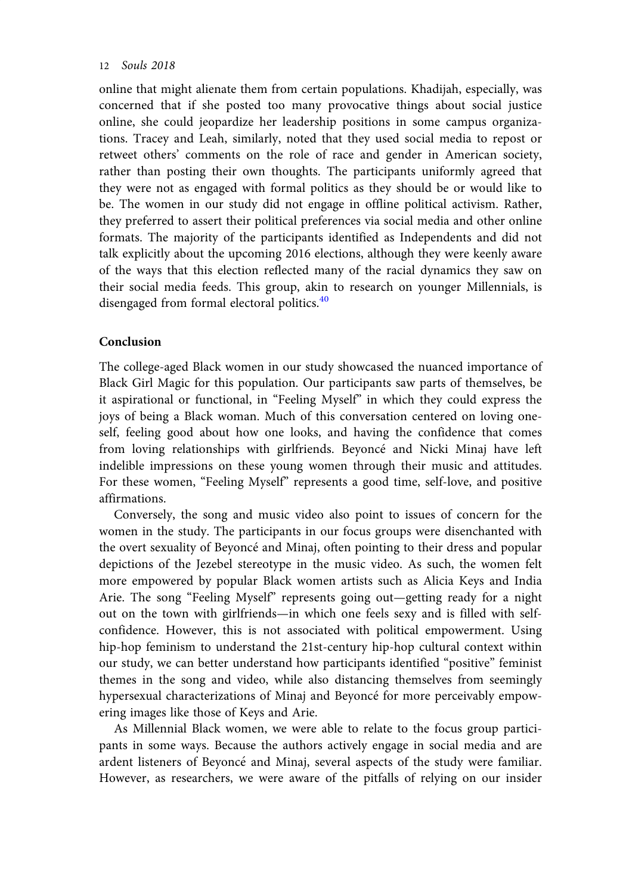online that might alienate them from certain populations. Khadijah, especially, was concerned that if she posted too many provocative things about social justice online, she could jeopardize her leadership positions in some campus organizations. Tracey and Leah, similarly, noted that they used social media to repost or retweet others' comments on the role of race and gender in American society, rather than posting their own thoughts. The participants uniformly agreed that they were not as engaged with formal politics as they should be or would like to be. The women in our study did not engage in offline political activism. Rather, they preferred to assert their political preferences via social media and other online formats. The majority of the participants identified as Independents and did not talk explicitly about the upcoming 2016 elections, although they were keenly aware of the ways that this election reflected many of the racial dynamics they saw on their social media feeds. This group, akin to research on younger Millennials, is disengaged from formal electoral politics.[40]

## Conclusion

The college-aged Black women in our study showcased the nuanced importance of Black Girl Magic for this population. Our participants saw parts of themselves, be it aspirational or functional, in "Feeling Myself" in which they could express the joys of being a Black woman. Much of this conversation centered on loving oneself, feeling good about how one looks, and having the confidence that comes from loving relationships with girlfriends. Beyoncé and Nicki Minaj have left indelible impressions on these young women through their music and attitudes. For these women, "Feeling Myself" represents a good time, self-love, and positive affirmations.

Conversely, the song and music video also point to issues of concern for the women in the study. The participants in our focus groups were disenchanted with the overt sexuality of Beyoncé and Minaj, often pointing to their dress and popular depictions of the Jezebel stereotype in the music video. As such, the women felt more empowered by popular Black women artists such as Alicia Keys and India Arie. The song "Feeling Myself" represents going out—getting ready for a night out on the town with girlfriends—in which one feels sexy and is filled with self-confidence. However, this is not associated with political empowerment. Using hip-hop feminism to understand the 21st-century hip-hop cultural context within our study, we can better understand how participants identified "positive" feminist themes in the song and video, while also distancing themselves from seemingly hypersexual characterizations of Minaj and Beyoncé for more perceivably empowering images like those of Keys and Arie.

As Millennial Black women, we were able to relate to the focus group participants in some ways. Because the authors actively engage in social media and are ardent listeners of Beyoncé and Minaj, several aspects of the study were familiar. However, as researchers, we were aware of the pitfalls of relying on our insider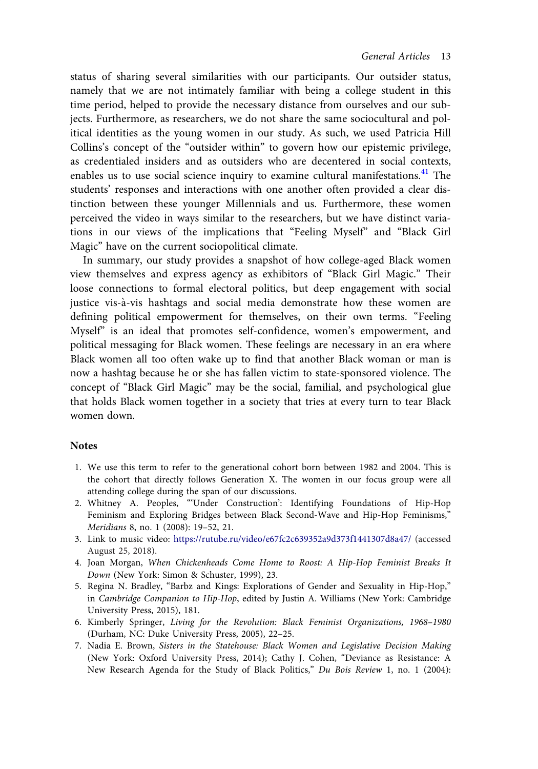status of sharing several similarities with our participants. Our outsider status, namely that we are not intimately familiar with being a college student in this time period, helped to provide the necessary distance from ourselves and our subjects. Furthermore, as researchers, we do not share the same sociocultural and political identities as the young women in our study. As such, we used Patricia Hill Collins's concept of the "outsider within" to govern how our epistemic privilege, as credentialed insiders and as outsiders who are decentered in social contexts, enables us to use social science inquiry to examine cultural manifestations.[41] The students' responses and interactions with one another often provided a clear distinction between these younger Millennials and us. Furthermore, these women perceived the video in ways similar to the researchers, but we have distinct variations in our views of the implications that "Feeling Myself" and "Black Girl Magic" have on the current sociopolitical climate.

In summary, our study provides a snapshot of how college-aged Black women view themselves and express agency as exhibitors of "Black Girl Magic." Their loose connections to formal electoral politics, but deep engagement with social justice vis-à-vis hashtags and social media demonstrate how these women are defining political empowerment for themselves, on their own terms. "Feeling Myself" is an ideal that promotes self-confidence, women's empowerment, and political messaging for Black women. These feelings are necessary in an era where Black women all too often wake up to find that another Black woman or man is now a hashtag because he or she has fallen victim to state-sponsored violence. The concept of "Black Girl Magic" may be the social, familial, and psychological glue that holds Black women together in a society that tries at every turn to tear Black women down.

## Notes

1. We use this term to refer to the generational cohort born between 1982 and 2004. This is the cohort that directly follows Generation X. The women in our focus group were all attending college during the span of our discussions.
2. Whitney A. Peoples, "'Under Construction': Identifying Foundations of Hip-Hop Feminism and Exploring Bridges between Black Second-Wave and Hip-Hop Feminisms," *Meridians* 8, no. 1 (2008): 19–52, 21.
3. Link to music video: https://rutube.ru/video/e67fc2c639352a9d373f1441307d8a47/ (accessed August 25, 2018).
4. Joan Morgan, *When Chickenheads Come Home to Roost: A Hip-Hop Feminist Breaks It Down* (New York: Simon & Schuster, 1999), 23.
5. Regina N. Bradley, "Barbz and Kings: Explorations of Gender and Sexuality in Hip-Hop," in *Cambridge Companion to Hip-Hop*, edited by Justin A. Williams (New York: Cambridge University Press, 2015), 181.
6. Kimberly Springer, *Living for the Revolution: Black Feminist Organizations, 1968–1980* (Durham, NC: Duke University Press, 2005), 22–25.
7. Nadia E. Brown, *Sisters in the Statehouse: Black Women and Legislative Decision Making* (New York: Oxford University Press, 2014); Cathy J. Cohen, "Deviance as Resistance: A New Research Agenda for the Study of Black Politics," *Du Bois Review* 1, no. 1 (2004):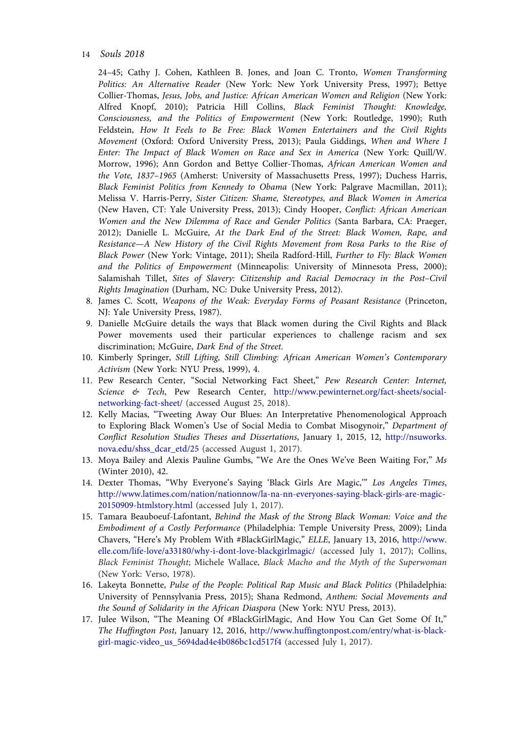24–45; Cathy J. Cohen, Kathleen B. Jones, and Joan C. Tronto, *Women Transforming Politics: An Alternative Reader* (New York: New York University Press, 1997); Bettye Collier-Thomas, *Jesus, Jobs, and Justice: African American Women and Religion* (New York: Alfred Knopf, 2010); Patricia Hill Collins, *Black Feminist Thought: Knowledge, Consciousness, and the Politics of Empowerment* (New York: Routledge, 1990); Ruth Feldstein, *How It Feels to Be Free: Black Women Entertainers and the Civil Rights Movement* (Oxford: Oxford University Press, 2013); Paula Giddings, *When and Where I Enter: The Impact of Black Women on Race and Sex in America* (New York: Quill/W. Morrow, 1996); Ann Gordon and Bettye Collier-Thomas, *African American Women and the Vote, 1837–1965* (Amherst: University of Massachusetts Press, 1997); Duchess Harris, *Black Feminist Politics from Kennedy to Obama* (New York: Palgrave Macmillan, 2011); Melissa V. Harris-Perry, *Sister Citizen: Shame, Stereotypes, and Black Women in America* (New Haven, CT: Yale University Press, 2013); Cindy Hooper, *Conflict: African American Women and the New Dilemma of Race and Gender Politics* (Santa Barbara, CA: Praeger, 2012); Danielle L. McGuire, *At the Dark End of the Street: Black Women, Rape, and Resistance—A New History of the Civil Rights Movement from Rosa Parks to the Rise of Black Power* (New York: Vintage, 2011); Sheila Radford-Hill, *Further to Fly: Black Women and the Politics of Empowerment* (Minneapolis: University of Minnesota Press, 2000); Salamishah Tillet, *Sites of Slavery: Citizenship and Racial Democracy in the Post–Civil Rights Imagination* (Durham, NC: Duke University Press, 2012).

8. James C. Scott, *Weapons of the Weak: Everyday Forms of Peasant Resistance* (Princeton, NJ: Yale University Press, 1987).
9. Danielle McGuire details the ways that Black women during the Civil Rights and Black Power movements used their particular experiences to challenge racism and sex discrimination; McGuire, *Dark End of the Street.*
10. Kimberly Springer, *Still Lifting, Still Climbing: African American Women's Contemporary Activism* (New York: NYU Press, 1999), 4.
11. Pew Research Center, "Social Networking Fact Sheet," *Pew Research Center: Internet, Science & Tech*, Pew Research Center, http://www.pewinternet.org/fact-sheets/social-networking-fact-sheet/ (accessed August 25, 2018).
12. Kelly Macias, "Tweeting Away Our Blues: An Interpretative Phenomenological Approach to Exploring Black Women's Use of Social Media to Combat Misogynoir," *Department of Conflict Resolution Studies Theses and Dissertations*, January 1, 2015, 12, http://nsuworks.nova.edu/shss_dcar_etd/25 (accessed August 1, 2017).
13. Moya Bailey and Alexis Pauline Gumbs, "We Are the Ones We've Been Waiting For," *Ms* (Winter 2010), 42.
14. Dexter Thomas, "Why Everyone's Saying 'Black Girls Are Magic,'" *Los Angeles Times*, http://www.latimes.com/nation/nationnow/la-na-nn-everyones-saying-black-girls-are-magic-20150909-htmlstory.html (accessed July 1, 2017).
15. Tamara Beauboeuf-Lafontant, *Behind the Mask of the Strong Black Woman: Voice and the Embodiment of a Costly Performance* (Philadelphia: Temple University Press, 2009); Linda Chavers, "Here's My Problem With #BlackGirlMagic," *ELLE*, January 13, 2016, http://www.elle.com/life-love/a33180/why-i-dont-love-blackgirlmagic/ (accessed July 1, 2017); Collins, *Black Feminist Thought*; Michele Wallace, *Black Macho and the Myth of the Superwoman* (New York: Verso, 1978).
16. Lakeyta Bonnette, *Pulse of the People: Political Rap Music and Black Politics* (Philadelphia: University of Pennsylvania Press, 2015); Shana Redmond, *Anthem: Social Movements and the Sound of Solidarity in the African Diaspora* (New York: NYU Press, 2013).
17. Julee Wilson, "The Meaning Of #BlackGirlMagic, And How You Can Get Some Of It," *The Huffington Post*, January 12, 2016, http://www.huffingtonpost.com/entry/what-is-black-girl-magic-video_us_5694dad4e4b086bc1cd517f4 (accessed July 1, 2017).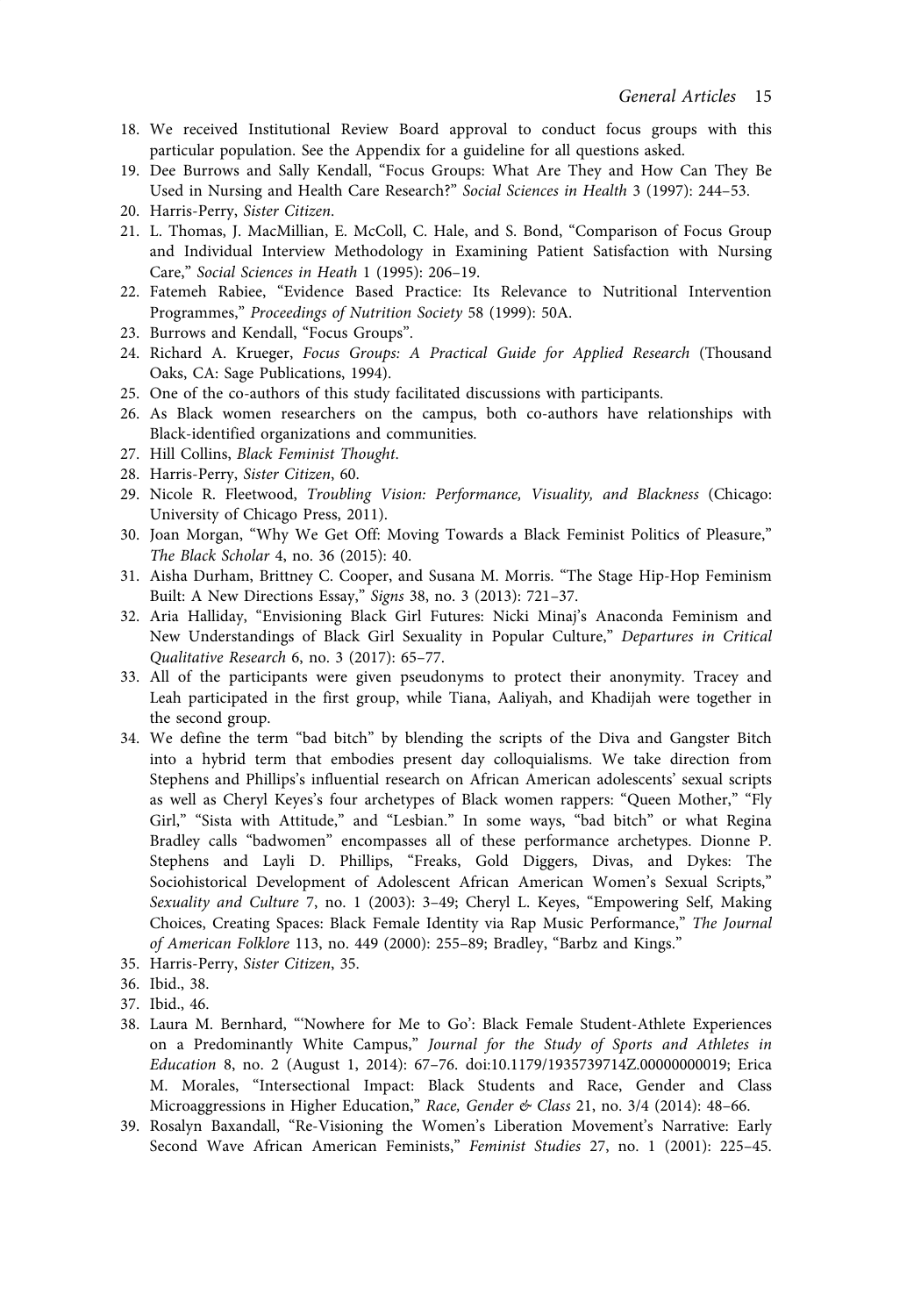18. We received Institutional Review Board approval to conduct focus groups with this particular population. See the Appendix for a guideline for all questions asked.
19. Dee Burrows and Sally Kendall, "Focus Groups: What Are They and How Can They Be Used in Nursing and Health Care Research?" *Social Sciences in Health* 3 (1997): 244–53.
20. Harris-Perry, *Sister Citizen*.
21. L. Thomas, J. MacMillian, E. McColl, C. Hale, and S. Bond, "Comparison of Focus Group and Individual Interview Methodology in Examining Patient Satisfaction with Nursing Care," *Social Sciences in Heath* 1 (1995): 206–19.
22. Fatemeh Rabiee, "Evidence Based Practice: Its Relevance to Nutritional Intervention Programmes," *Proceedings of Nutrition Society* 58 (1999): 50A.
23. Burrows and Kendall, "Focus Groups".
24. Richard A. Krueger, *Focus Groups: A Practical Guide for Applied Research* (Thousand Oaks, CA: Sage Publications, 1994).
25. One of the co-authors of this study facilitated discussions with participants.
26. As Black women researchers on the campus, both co-authors have relationships with Black-identified organizations and communities.
27. Hill Collins, *Black Feminist Thought*.
28. Harris-Perry, *Sister Citizen*, 60.
29. Nicole R. Fleetwood, *Troubling Vision: Performance, Visuality, and Blackness* (Chicago: University of Chicago Press, 2011).
30. Joan Morgan, "Why We Get Off: Moving Towards a Black Feminist Politics of Pleasure," *The Black Scholar* 4, no. 36 (2015): 40.
31. Aisha Durham, Brittney C. Cooper, and Susana M. Morris. "The Stage Hip-Hop Feminism Built: A New Directions Essay," *Signs* 38, no. 3 (2013): 721–37.
32. Aria Halliday, "Envisioning Black Girl Futures: Nicki Minaj's Anaconda Feminism and New Understandings of Black Girl Sexuality in Popular Culture," *Departures in Critical Qualitative Research* 6, no. 3 (2017): 65–77.
33. All of the participants were given pseudonyms to protect their anonymity. Tracey and Leah participated in the first group, while Tiana, Aaliyah, and Khadijah were together in the second group.
34. We define the term "bad bitch" by blending the scripts of the Diva and Gangster Bitch into a hybrid term that embodies present day colloquialisms. We take direction from Stephens and Phillips's influential research on African American adolescents' sexual scripts as well as Cheryl Keyes's four archetypes of Black women rappers: "Queen Mother," "Fly Girl," "Sista with Attitude," and "Lesbian." In some ways, "bad bitch" or what Regina Bradley calls "badwomen" encompasses all of these performance archetypes. Dionne P. Stephens and Layli D. Phillips, "Freaks, Gold Diggers, Divas, and Dykes: The Sociohistorical Development of Adolescent African American Women's Sexual Scripts," *Sexuality and Culture* 7, no. 1 (2003): 3–49; Cheryl L. Keyes, "Empowering Self, Making Choices, Creating Spaces: Black Female Identity via Rap Music Performance," *The Journal of American Folklore* 113, no. 449 (2000): 255–89; Bradley, "Barbz and Kings."
35. Harris-Perry, *Sister Citizen*, 35.
36. Ibid., 38.
37. Ibid., 46.
38. Laura M. Bernhard, "'Nowhere for Me to Go': Black Female Student-Athlete Experiences on a Predominantly White Campus," *Journal for the Study of Sports and Athletes in Education* 8, no. 2 (August 1, 2014): 67–76. doi:10.1179/1935739714Z.00000000019; Erica M. Morales, "Intersectional Impact: Black Students and Race, Gender and Class Microaggressions in Higher Education," *Race, Gender & Class* 21, no. 3/4 (2014): 48–66.
39. Rosalyn Baxandall, "Re-Visioning the Women's Liberation Movement's Narrative: Early Second Wave African American Feminists," *Feminist Studies* 27, no. 1 (2001): 225–45.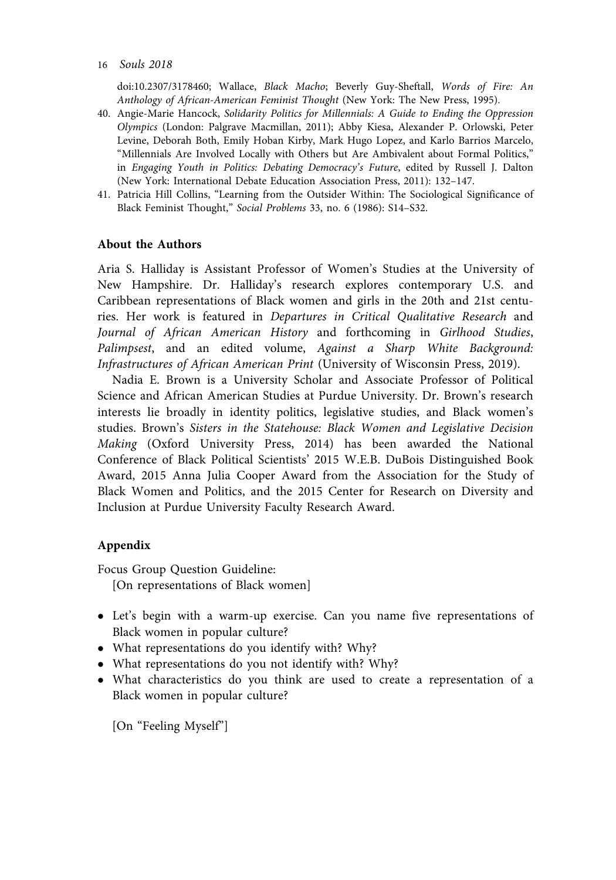doi:10.2307/3178460; Wallace, *Black Macho*; Beverly Guy-Sheftall, *Words of Fire: An Anthology of African-American Feminist Thought* (New York: The New Press, 1995).

40. Angie-Marie Hancock, *Solidarity Politics for Millennials: A Guide to Ending the Oppression Olympics* (London: Palgrave Macmillan, 2011); Abby Kiesa, Alexander P. Orlowski, Peter Levine, Deborah Both, Emily Hoban Kirby, Mark Hugo Lopez, and Karlo Barrios Marcelo, "Millennials Are Involved Locally with Others but Are Ambivalent about Formal Politics," in *Engaging Youth in Politics: Debating Democracy's Future*, edited by Russell J. Dalton (New York: International Debate Education Association Press, 2011): 132–147.
41. Patricia Hill Collins, "Learning from the Outsider Within: The Sociological Significance of Black Feminist Thought," *Social Problems* 33, no. 6 (1986): S14–S32.

## About the Authors

Aria S. Halliday is Assistant Professor of Women's Studies at the University of New Hampshire. Dr. Halliday's research explores contemporary U.S. and Caribbean representations of Black women and girls in the 20th and 21st centuries. Her work is featured in *Departures in Critical Qualitative Research* and *Journal of African American History* and forthcoming in *Girlhood Studies*, *Palimpsest*, and an edited volume, *Against a Sharp White Background: Infrastructures of African American Print* (University of Wisconsin Press, 2019).

Nadia E. Brown is a University Scholar and Associate Professor of Political Science and African American Studies at Purdue University. Dr. Brown's research interests lie broadly in identity politics, legislative studies, and Black women's studies. Brown's *Sisters in the Statehouse: Black Women and Legislative Decision Making* (Oxford University Press, 2014) has been awarded the National Conference of Black Political Scientists' 2015 W.E.B. DuBois Distinguished Book Award, 2015 Anna Julia Cooper Award from the Association for the Study of Black Women and Politics, and the 2015 Center for Research on Diversity and Inclusion at Purdue University Faculty Research Award.

## Appendix

Focus Group Question Guideline:

[On representations of Black women]

- Let's begin with a warm-up exercise. Can you name five representations of Black women in popular culture?
- What representations do you identify with? Why?
- What representations do you not identify with? Why?
- What characteristics do you think are used to create a representation of a Black women in popular culture?

[On "Feeling Myself"]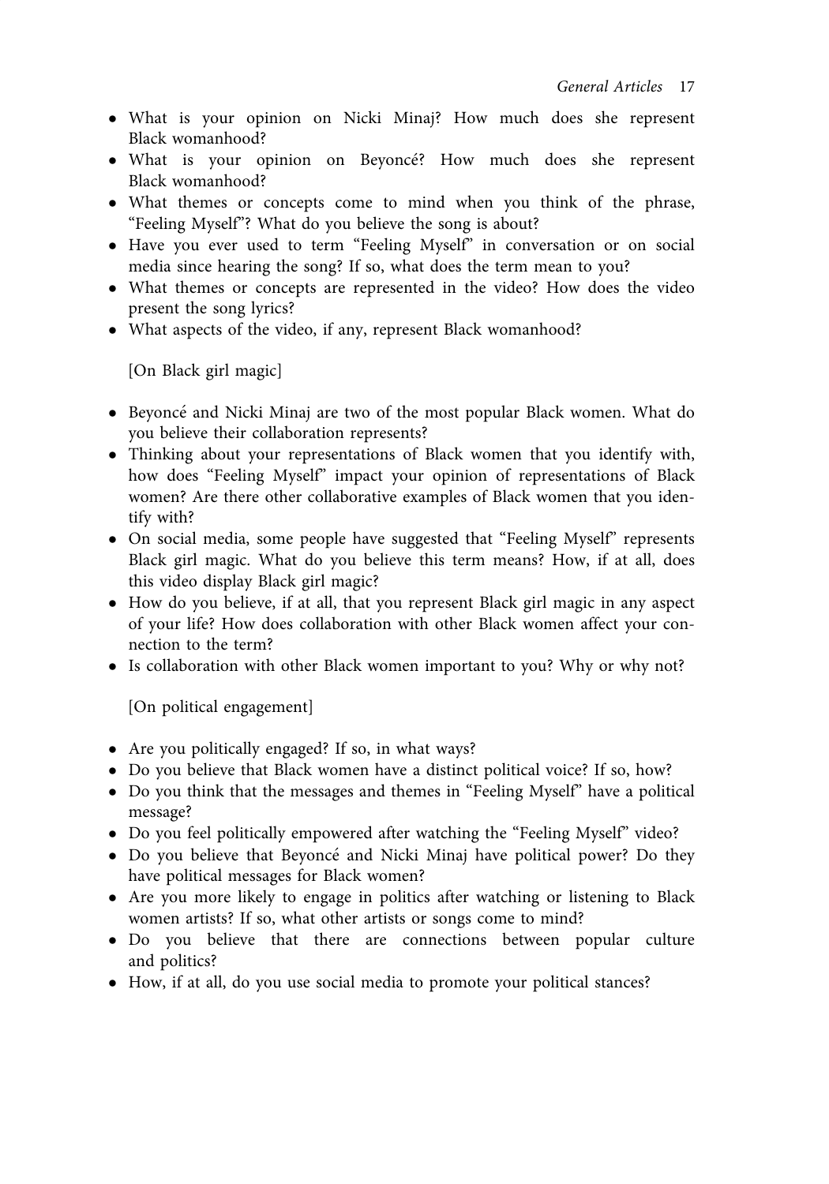- What is your opinion on Nicki Minaj? How much does she represent Black womanhood?
- What is your opinion on Beyoncé? How much does she represent Black womanhood?
- What themes or concepts come to mind when you think of the phrase, "Feeling Myself"? What do you believe the song is about?
- Have you ever used to term "Feeling Myself" in conversation or on social media since hearing the song? If so, what does the term mean to you?
- What themes or concepts are represented in the video? How does the video present the song lyrics?
- What aspects of the video, if any, represent Black womanhood?

[On Black girl magic]

- Beyoncé and Nicki Minaj are two of the most popular Black women. What do you believe their collaboration represents?
- Thinking about your representations of Black women that you identify with, how does "Feeling Myself" impact your opinion of representations of Black women? Are there other collaborative examples of Black women that you identify with?
- On social media, some people have suggested that "Feeling Myself" represents Black girl magic. What do you believe this term means? How, if at all, does this video display Black girl magic?
- How do you believe, if at all, that you represent Black girl magic in any aspect of your life? How does collaboration with other Black women affect your connection to the term?
- Is collaboration with other Black women important to you? Why or why not?

[On political engagement]

- Are you politically engaged? If so, in what ways?
- Do you believe that Black women have a distinct political voice? If so, how?
- Do you think that the messages and themes in "Feeling Myself" have a political message?
- Do you feel politically empowered after watching the "Feeling Myself" video?
- Do you believe that Beyoncé and Nicki Minaj have political power? Do they have political messages for Black women?
- Are you more likely to engage in politics after watching or listening to Black women artists? If so, what other artists or songs come to mind?
- Do you believe that there are connections between popular culture and politics?
- How, if at all, do you use social media to promote your political stances?